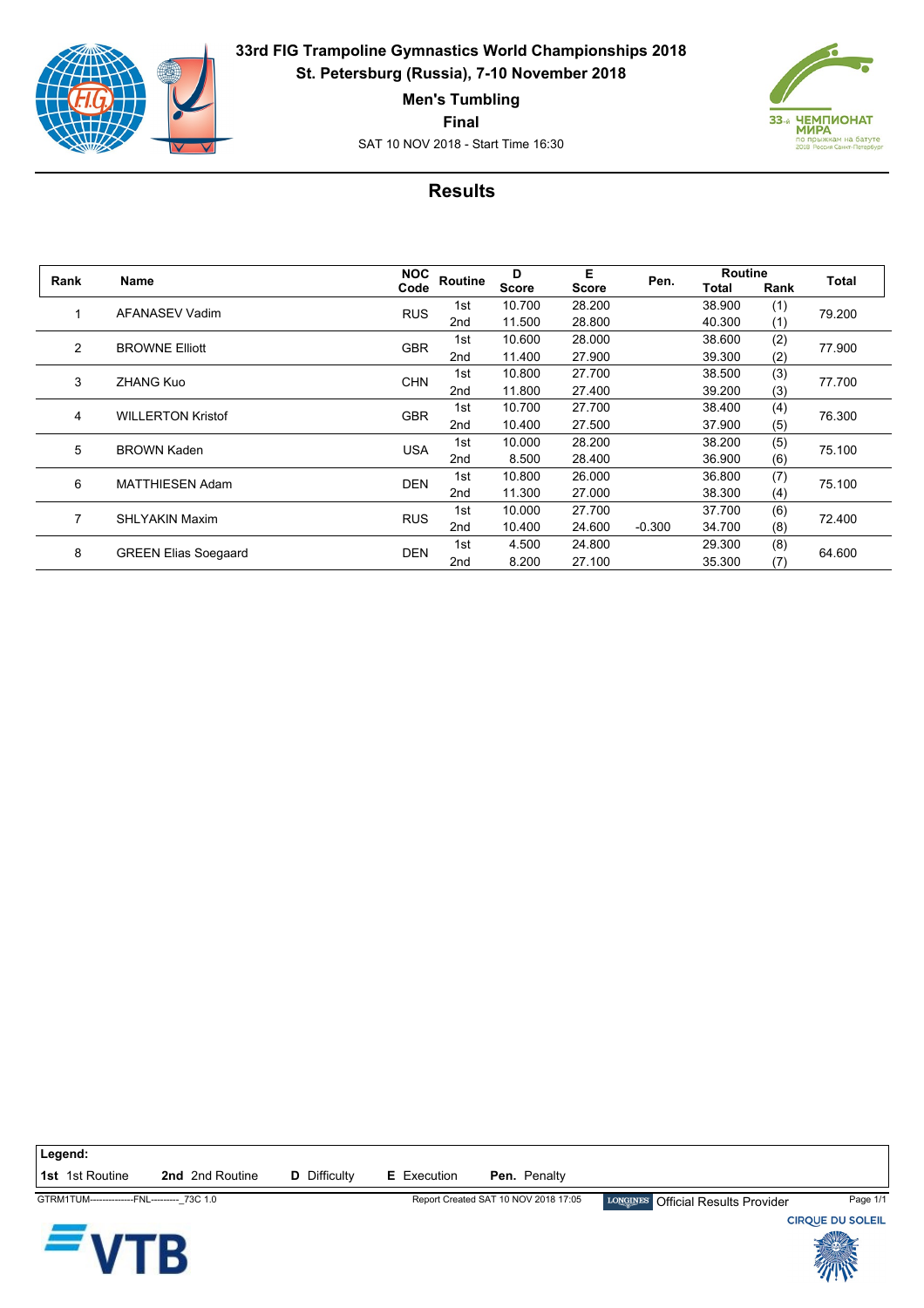# 33rd FIG Trampoline Gymnastics World Championships 2018

**St. Petersburg (Russia), 7-10 November 2018**

**Men's Tumbling**

**Final**

SAT 10 NOV 2018 - Start Time 16:30

## Results

| Rank | Name | NOC Code | Routine | D Score | E Score | Pen. | Routine Total | Routine Rank | Total |
|---|---|---|---|---|---|---|---|---|---|
| 1 | AFANASEV Vadim | RUS | 1st | 10.700 | 28.200 | | 38.900 | (1) | 79.200 |
| | | | 2nd | 11.500 | 28.800 | | 40.300 | (1) | |
| 2 | BROWNE Elliott | GBR | 1st | 10.600 | 28.000 | | 38.600 | (2) | 77.900 |
| | | | 2nd | 11.400 | 27.900 | | 39.300 | (2) | |
| 3 | ZHANG Kuo | CHN | 1st | 10.800 | 27.700 | | 38.500 | (3) | 77.700 |
| | | | 2nd | 11.800 | 27.400 | | 39.200 | (3) | |
| 4 | WILLERTON Kristof | GBR | 1st | 10.700 | 27.700 | | 38.400 | (4) | 76.300 |
| | | | 2nd | 10.400 | 27.500 | | 37.900 | (5) | |
| 5 | BROWN Kaden | USA | 1st | 10.000 | 28.200 | | 38.200 | (5) | 75.100 |
| | | | 2nd | 8.500 | 28.400 | | 36.900 | (6) | |
| 6 | MATTHIESEN Adam | DEN | 1st | 10.800 | 26.000 | | 36.800 | (7) | 75.100 |
| | | | 2nd | 11.300 | 27.000 | | 38.300 | (4) | |
| 7 | SHLYAKIN Maxim | RUS | 1st | 10.000 | 27.700 | | 37.700 | (6) | 72.400 |
| | | | 2nd | 10.400 | 24.600 | -0.300 | 34.700 | (8) | |
| 8 | GREEN Elias Soegaard | DEN | 1st | 4.500 | 24.800 | | 29.300 | (8) | 64.600 |
| | | | 2nd | 8.200 | 27.100 | | 35.300 | (7) | |

**Legend:**

**1st** 1st Routine **2nd** 2nd Routine **D** Difficulty **E** Execution **Pen.** Penalty

GTRM1TUM--------------FNL---------_73C 1.0 Report Created SAT 10 NOV 2018 17:05 Official Results Provider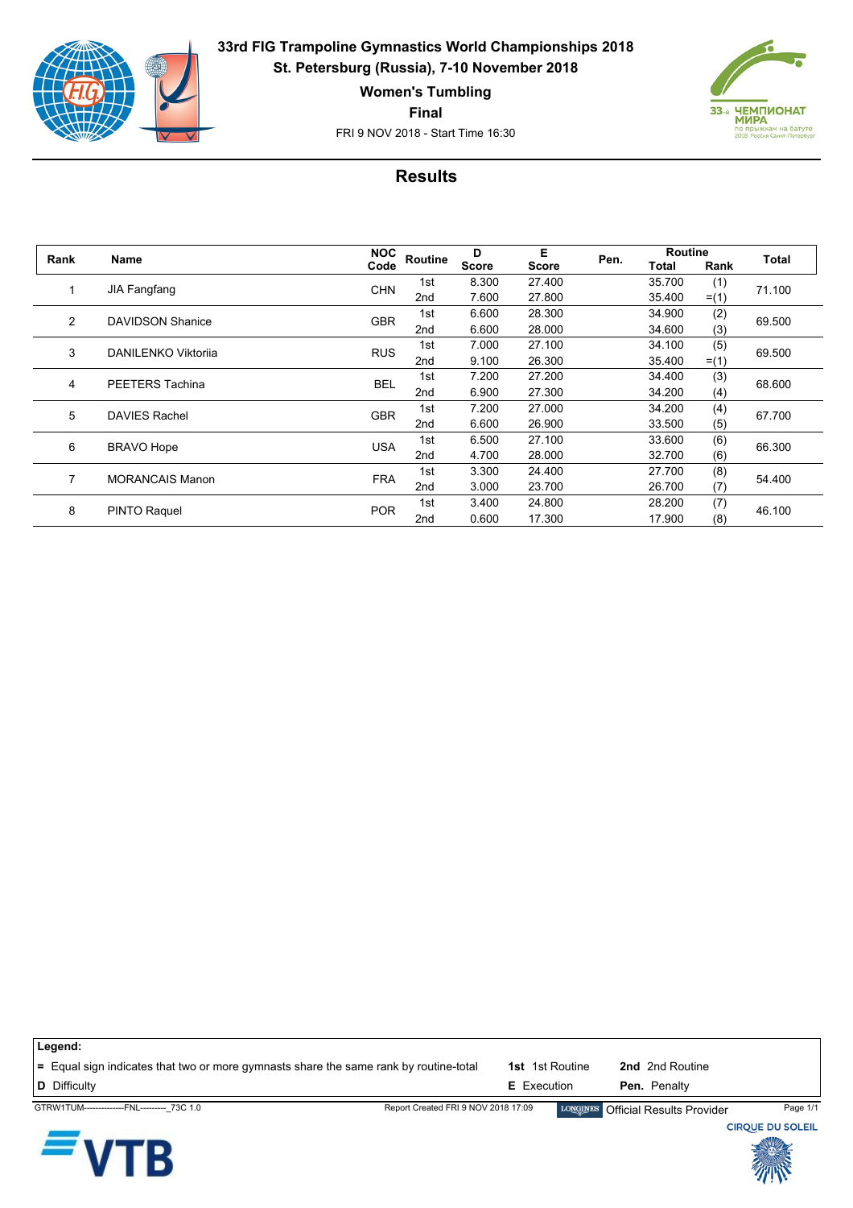# 33rd FIG Trampoline Gymnastics World Championships 2018

## St. Petersburg (Russia), 7-10 November 2018

### Women's Tumbling

### Final

FRI 9 NOV 2018 - Start Time 16:30

## Results

| Rank | Name | NOC Code | Routine | D Score | E Score | Pen. | Routine Total | Routine Rank | Total |
|---|---|---|---|---|---|---|---|---|---|
| 1 | JIA Fangfang | CHN | 1st | 8.300 | 27.400 | | 35.700 | (1) | 71.100 |
| | | | 2nd | 7.600 | 27.800 | | 35.400 | =(1) | |
| 2 | DAVIDSON Shanice | GBR | 1st | 6.600 | 28.300 | | 34.900 | (2) | 69.500 |
| | | | 2nd | 6.600 | 28.000 | | 34.600 | (3) | |
| 3 | DANILENKO Viktoriia | RUS | 1st | 7.000 | 27.100 | | 34.100 | (5) | 69.500 |
| | | | 2nd | 9.100 | 26.300 | | 35.400 | =(1) | |
| 4 | PEETERS Tachina | BEL | 1st | 7.200 | 27.200 | | 34.400 | (3) | 68.600 |
| | | | 2nd | 6.900 | 27.300 | | 34.200 | (4) | |
| 5 | DAVIES Rachel | GBR | 1st | 7.200 | 27.000 | | 34.200 | (4) | 67.700 |
| | | | 2nd | 6.600 | 26.900 | | 33.500 | (5) | |
| 6 | BRAVO Hope | USA | 1st | 6.500 | 27.100 | | 33.600 | (6) | 66.300 |
| | | | 2nd | 4.700 | 28.000 | | 32.700 | (6) | |
| 7 | MORANCAIS Manon | FRA | 1st | 3.300 | 24.400 | | 27.700 | (8) | 54.400 |
| | | | 2nd | 3.000 | 23.700 | | 26.700 | (7) | |
| 8 | PINTO Raquel | POR | 1st | 3.400 | 24.800 | | 28.200 | (7) | 46.100 |
| | | | 2nd | 0.600 | 17.300 | | 17.900 | (8) | |

**Legend:**

**=** Equal sign indicates that two or more gymnasts share the same rank by routine-total

**D** Difficulty

**1st** 1st Routine

**E** Execution

**2nd** 2nd Routine

**Pen.** Penalty

GTRW1TUM--------------FNL---------_73C 1.0

Report Created FRI 9 NOV 2018 17:09

Official Results Provider